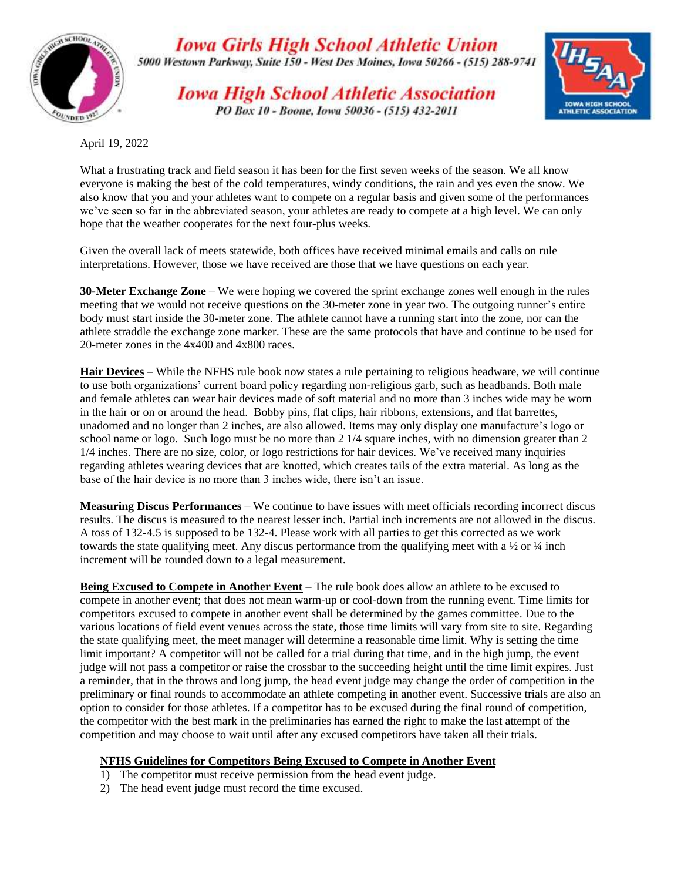# Iowa Girls High School Athletic Union

5000 Westown Parkway, Suite 150 - West Des Moines, Iowa 50266 - (515) 288-9741

# Iowa High School Athletic Association

PO Box 10 - Boone, Iowa 50036 - (515) 432-2011

April 19, 2022

What a frustrating track and field season it has been for the first seven weeks of the season. We all know everyone is making the best of the cold temperatures, windy conditions, the rain and yes even the snow. We also know that you and your athletes want to compete on a regular basis and given some of the performances we've seen so far in the abbreviated season, your athletes are ready to compete at a high level. We can only hope that the weather cooperates for the next four-plus weeks.

Given the overall lack of meets statewide, both offices have received minimal emails and calls on rule interpretations. However, those we have received are those that we have questions on each year.

**30-Meter Exchange Zone** – We were hoping we covered the sprint exchange zones well enough in the rules meeting that we would not receive questions on the 30-meter zone in year two. The outgoing runner's entire body must start inside the 30-meter zone. The athlete cannot have a running start into the zone, nor can the athlete straddle the exchange zone marker. These are the same protocols that have and continue to be used for 20-meter zones in the 4x400 and 4x800 races.

**Hair Devices** – While the NFHS rule book now states a rule pertaining to religious headware, we will continue to use both organizations' current board policy regarding non-religious garb, such as headbands. Both male and female athletes can wear hair devices made of soft material and no more than 3 inches wide may be worn in the hair or on or around the head. Bobby pins, flat clips, hair ribbons, extensions, and flat barrettes, unadorned and no longer than 2 inches, are also allowed. Items may only display one manufacture's logo or school name or logo. Such logo must be no more than 2 1/4 square inches, with no dimension greater than 2 1/4 inches. There are no size, color, or logo restrictions for hair devices. We've received many inquiries regarding athletes wearing devices that are knotted, which creates tails of the extra material. As long as the base of the hair device is no more than 3 inches wide, there isn't an issue.

**Measuring Discus Performances** – We continue to have issues with meet officials recording incorrect discus results. The discus is measured to the nearest lesser inch. Partial inch increments are not allowed in the discus. A toss of 132-4.5 is supposed to be 132-4. Please work with all parties to get this corrected as we work towards the state qualifying meet. Any discus performance from the qualifying meet with a ½ or ¼ inch increment will be rounded down to a legal measurement.

**Being Excused to Compete in Another Event** – The rule book does allow an athlete to be excused to compete in another event; that does not mean warm-up or cool-down from the running event. Time limits for competitors excused to compete in another event shall be determined by the games committee. Due to the various locations of field event venues across the state, those time limits will vary from site to site. Regarding the state qualifying meet, the meet manager will determine a reasonable time limit. Why is setting the time limit important? A competitor will not be called for a trial during that time, and in the high jump, the event judge will not pass a competitor or raise the crossbar to the succeeding height until the time limit expires. Just a reminder, that in the throws and long jump, the head event judge may change the order of competition in the preliminary or final rounds to accommodate an athlete competing in another event. Successive trials are also an option to consider for those athletes. If a competitor has to be excused during the final round of competition, the competitor with the best mark in the preliminaries has earned the right to make the last attempt of the competition and may choose to wait until after any excused competitors have taken all their trials.

**NFHS Guidelines for Competitors Being Excused to Compete in Another Event**

1) The competitor must receive permission from the head event judge.
2) The head event judge must record the time excused.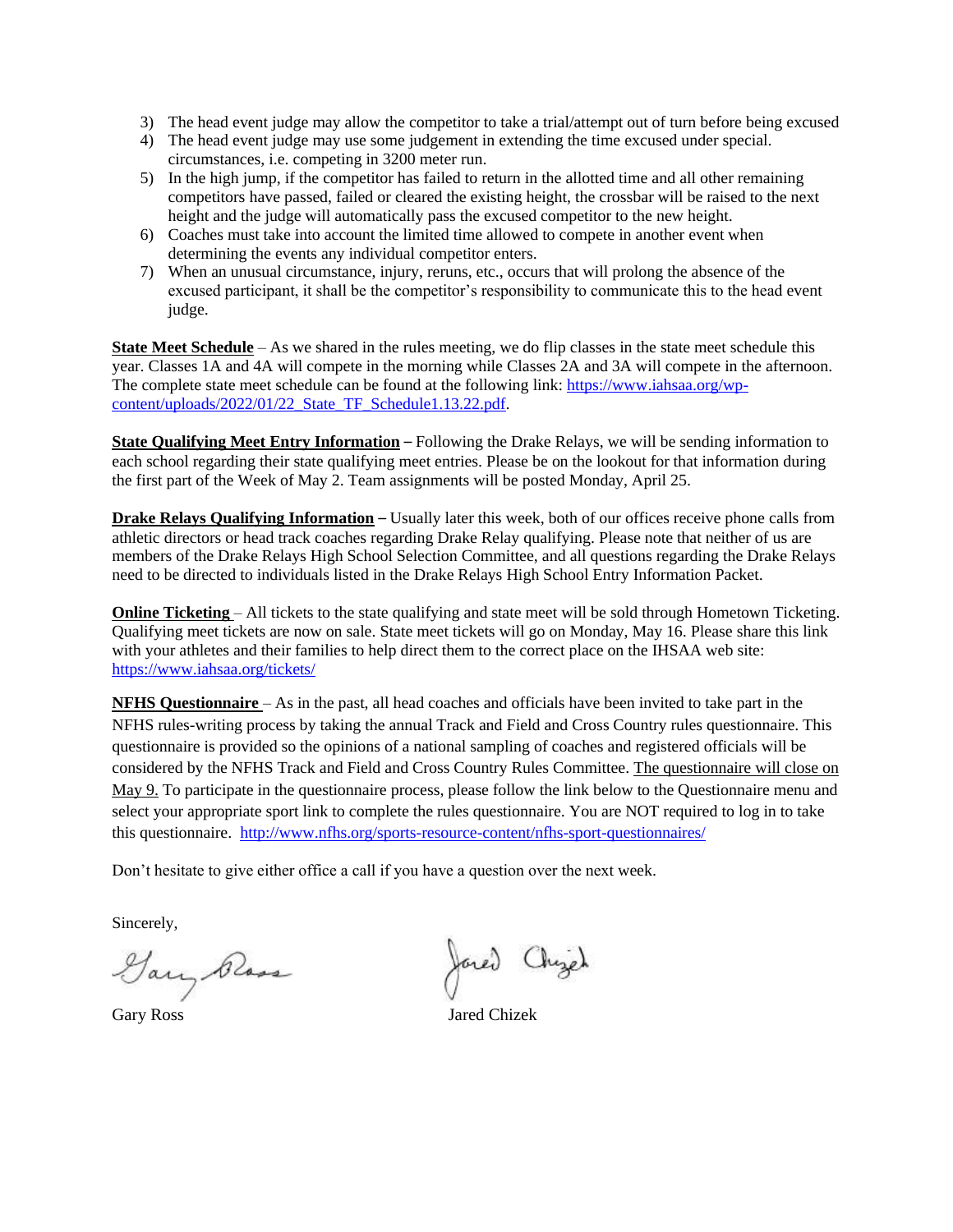3) The head event judge may allow the competitor to take a trial/attempt out of turn before being excused
4) The head event judge may use some judgement in extending the time excused under special. circumstances, i.e. competing in 3200 meter run.
5) In the high jump, if the competitor has failed to return in the allotted time and all other remaining competitors have passed, failed or cleared the existing height, the crossbar will be raised to the next height and the judge will automatically pass the excused competitor to the new height.
6) Coaches must take into account the limited time allowed to compete in another event when determining the events any individual competitor enters.
7) When an unusual circumstance, injury, reruns, etc., occurs that will prolong the absence of the excused participant, it shall be the competitor's responsibility to communicate this to the head event judge.

**State Meet Schedule** – As we shared in the rules meeting, we do flip classes in the state meet schedule this year. Classes 1A and 4A will compete in the morning while Classes 2A and 3A will compete in the afternoon. The complete state meet schedule can be found at the following link: https://www.iahsaa.org/wp-content/uploads/2022/01/22_State_TF_Schedule1.13.22.pdf.

**State Qualifying Meet Entry Information** – Following the Drake Relays, we will be sending information to each school regarding their state qualifying meet entries. Please be on the lookout for that information during the first part of the Week of May 2. Team assignments will be posted Monday, April 25.

**Drake Relays Qualifying Information** – Usually later this week, both of our offices receive phone calls from athletic directors or head track coaches regarding Drake Relay qualifying. Please note that neither of us are members of the Drake Relays High School Selection Committee, and all questions regarding the Drake Relays need to be directed to individuals listed in the Drake Relays High School Entry Information Packet.

**Online Ticketing** – All tickets to the state qualifying and state meet will be sold through Hometown Ticketing. Qualifying meet tickets are now on sale. State meet tickets will go on Monday, May 16. Please share this link with your athletes and their families to help direct them to the correct place on the IHSAA web site: https://www.iahsaa.org/tickets/

**NFHS Questionnaire** – As in the past, all head coaches and officials have been invited to take part in the NFHS rules-writing process by taking the annual Track and Field and Cross Country rules questionnaire. This questionnaire is provided so the opinions of a national sampling of coaches and registered officials will be considered by the NFHS Track and Field and Cross Country Rules Committee. The questionnaire will close on May 9. To participate in the questionnaire process, please follow the link below to the Questionnaire menu and select your appropriate sport link to complete the rules questionnaire. You are NOT required to log in to take this questionnaire. http://www.nfhs.org/sports-resource-content/nfhs-sport-questionnaires/

Don't hesitate to give either office a call if you have a question over the next week.

Sincerely,

Gary Ross

Jared Chizek